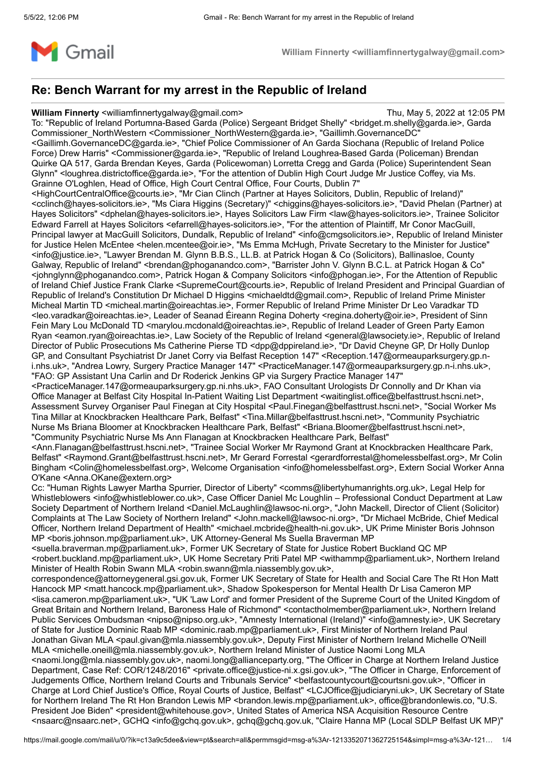Gmail — William Finnerty <williamfinnertygalway@gmail.com>

# Re: Bench Warrant for my arrest in the Republic of Ireland

**William Finnerty** <williamfinnertygalway@gmail.com> — Thu, May 5, 2022 at 12:05 PM

To: "Republic of Ireland Portumna-Based Garda (Police) Sergeant Bridget Shelly" <bridget.m.shelly@garda.ie>, Garda Commissioner_NorthWestern <Commissioner_NorthWestern@garda.ie>, "Gaillimh.GovernanceDC" <Gaillimh.GovernanceDC@garda.ie>, "Chief Police Commissioner of An Garda Siochana (Republic of Ireland Police Force) Drew Harris" <Commissioner@garda.ie>, "Republic of Ireland Loughrea-Based Garda (Policeman) Brendan Quirke QA 517, Garda Brendan Keyes, Garda (Policewoman) Lorretta Cregg and Garda (Police) Superintendent Sean Glynn" <loughrea.districtoffice@garda.ie>, "For the attention of Dublin High Court Judge Mr Justice Coffey, via Ms. Grainne O'Loghlen, Head of Office, High Court Central Office, Four Courts, Dublin 7" <HighCourtCentralOffice@courts.ie>, "Mr Cian Clinch (Partner at Hayes Solicitors, Dublin, Republic of Ireland)" <cclinch@hayes-solicitors.ie>, "Ms Ciara Higgins (Secretary)" <chiggins@hayes-solicitors.ie>, "David Phelan (Partner) at Hayes Solicitors" <dphelan@hayes-solicitors.ie>, Hayes Solicitors Law Firm <law@hayes-solicitors.ie>, Trainee Solicitor Edward Farrell at Hayes Solicitors <efarrell@hayes-solicitors.ie>, "For the attention of Plaintiff, Mr Conor MacGuill, Principal lawyer at MacGuill Solicitors, Dundalk, Republic of Ireland" <info@cmgsolicitors.ie>, Republic of Ireland Minister for Justice Helen McEntee <helen.mcentee@oir.ie>, "Ms Emma McHugh, Private Secretary to the Minister for Justice" <info@justice.ie>, "Lawyer Brendan M. Glynn B.B.S., LL.B. at Patrick Hogan & Co (Solicitors), Ballinasloe, County Galway, Republic of Ireland" <brendan@phoganandco.com>, "Barrister John V. Glynn B.C.L. at Patrick Hogan & Co" <johnglynn@phoganandco.com>, Patrick Hogan & Company Solicitors <info@phogan.ie>, For the Attention of Republic of Ireland Chief Justice Frank Clarke <SupremeCourt@courts.ie>, Republic of Ireland President and Principal Guardian of Republic of Ireland's Constitution Dr Michael D Higgins <michaeldtd@gmail.com>, Republic of Ireland Prime Minister Micheal Martin TD <micheal.martin@oireachtas.ie>, Former Republic of Ireland Prime Minister Dr Leo Varadkar TD <leo.varadkar@oireachtas.ie>, Leader of Seanad Éireann Regina Doherty <regina.doherty@oir.ie>, President of Sinn Fein Mary Lou McDonald TD <marylou.mcdonald@oireachtas.ie>, Republic of Ireland Leader of Green Party Eamon Ryan <eamon.ryan@oireachtas.ie>, Law Society of the Republic of Ireland <general@lawsociety.ie>, Republic of Ireland Director of Public Prosecutions Ms Catherine Pierse TD <dpp@dppireland.ie>, "Dr David Cheyne GP, Dr Holly Dunlop GP, and Consultant Psychiatrist Dr Janet Corry via Belfast Reception 147" <Reception.147@ormeauparksurgery.gp.n-i.nhs.uk>, "Andrea Lowry, Surgery Practice Manager 147" <PracticeManager.147@ormeauparksurgery.gp.n-i.nhs.uk>, "FAO: GP Assistant Una Carlin and Dr Roderick Jenkins GP via Surgery Practice Manager 147" <PracticeManager.147@ormeauparksurgery.gp.ni.nhs.uk>, FAO Consultant Urologists Dr Connolly and Dr Khan via Office Manager at Belfast City Hospital In-Patient Waiting List Department <waitinglist.office@belfasttrust.hscni.net>, Assessment Survey Organiser Paul Finegan at City Hospital <Paul.Finegan@belfasttrust.hscni.net>, "Social Worker Ms Tina Millar at Knockbracken Healthcare Park, Belfast" <Tina.Millar@belfasttrust.hscni.net>, "Community Psychiatric Nurse Ms Briana Bloomer at Knockbracken Healthcare Park, Belfast" <Briana.Bloomer@belfasttrust.hscni.net>, "Community Psychiatric Nurse Ms Ann Flanagan at Knockbracken Healthcare Park, Belfast" <Ann.Flanagan@belfasttrust.hscni.net>, "Trainee Social Worker Mr Raymond Grant at Knockbracken Healthcare Park, Belfast" <Raymond.Grant@belfasttrust.hscni.net>, Mr Gerard Forrestal <gerardforrestal@homelessbelfast.org>, Mr Colin Bingham <Colin@homelessbelfast.org>, Welcome Organisation <info@homelessbelfast.org>, Extern Social Worker Anna O'Kane <Anna.OKane@extern.org>

Cc: "Human Rights Lawyer Martha Spurrier, Director of Liberty" <comms@libertyhumanrights.org.uk>, Legal Help for Whistleblowers <info@whistleblower.co.uk>, Case Officer Daniel Mc Loughlin – Professional Conduct Department at Law Society Department of Northern Ireland <Daniel.McLaughlin@lawsoc-ni.org>, "John Mackell, Director of Client (Solicitor) Complaints at The Law Society of Northern Ireland" <John.mackell@lawsoc-ni.org>, "Dr Michael McBride, Chief Medical Officer, Northern Ireland Department of Health" <michael.mcbride@health-ni.gov.uk>, UK Prime Minister Boris Johnson MP <boris.johnson.mp@parliament.uk>, UK Attorney-General Ms Suella Braverman MP <suella.braverman.mp@parliament.uk>, Former UK Secretary of State for Justice Robert Buckland QC MP <robert.buckland.mp@parliament.uk>, UK Home Secretary Priti Patel MP <withammp@parliament.uk>, Northern Ireland Minister of Health Robin Swann MLA <robin.swann@mla.niassembly.gov.uk>, correspondence@attorneygeneral.gsi.gov.uk, Former UK Secretary of State for Health and Social Care The Rt Hon Matt Hancock MP <matt.hancock.mp@parliament.uk>, Shadow Spokesperson for Mental Health Dr Lisa Cameron MP <lisa.cameron.mp@parliament.uk>, "UK 'Law Lord' and former President of the Supreme Court of the United Kingdom of Great Britain and Northern Ireland, Baroness Hale of Richmond" <contactholmember@parliament.uk>, Northern Ireland Public Services Ombudsman <nipso@nipso.org.uk>, "Amnesty International (Ireland)" <info@amnesty.ie>, UK Secretary of State for Justice Dominic Raab MP <dominic.raab.mp@parliament.uk>, First Minister of Northern Ireland Paul Jonathan Givan MLA <paul.givan@mla.niassembly.gov.uk>, Deputy First Minister of Northern Ireland Michelle O'Neill MLA <michelle.oneill@mla.niassembly.gov.uk>, Northern Ireland Minister of Justice Naomi Long MLA <naomi.long@mla.niassembly.gov.uk>, naomi.long@allianceparty.org, "The Officer in Charge at Northern Ireland Justice Department, Case Ref: COR/1248/2016" <private.office@justice-ni.x.gsi.gov.uk>, "The Officer in Charge, Enforcement of Judgements Office, Northern Ireland Courts and Tribunals Service" <belfastcountycourt@courtsni.gov.uk>, "Officer in Charge at Lord Chief Justice's Office, Royal Courts of Justice, Belfast" <LCJOffice@judiciaryni.uk>, UK Secretary of State for Northern Ireland The Rt Hon Brandon Lewis MP <brandon.lewis.mp@parliament.uk>, office@brandonlewis.co, "U.S. President Joe Biden" <president@whitehouse.gov>, United States of America NSA Acquisition Resource Centre <nsaarc@nsaarc.net>, GCHQ <info@gchq.gov.uk>, gchq@gchq.gov.uk, "Claire Hanna MP (Local SDLP Belfast UK MP)"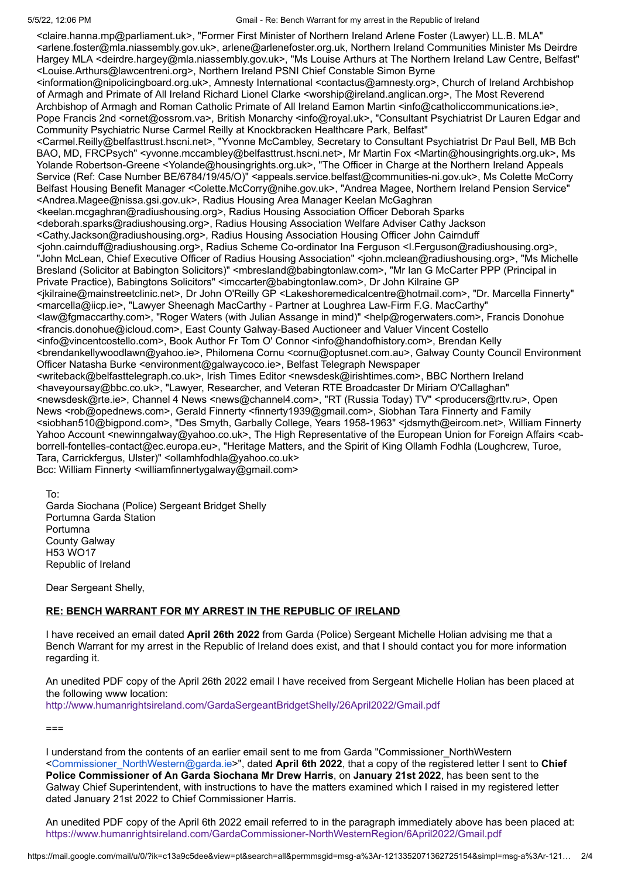<claire.hanna.mp@parliament.uk>, "Former First Minister of Northern Ireland Arlene Foster (Lawyer) LL.B. MLA" <arlene.foster@mla.niassembly.gov.uk>, arlene@arlenefoster.org.uk, Northern Ireland Communities Minister Ms Deirdre Hargey MLA <deirdre.hargey@mla.niassembly.gov.uk>, "Ms Louise Arthurs at The Northern Ireland Law Centre, Belfast" <Louise.Arthurs@lawcentreni.org>, Northern Ireland PSNI Chief Constable Simon Byrne <information@nipolicingboard.org.uk>, Amnesty International <contactus@amnesty.org>, Church of Ireland Archbishop of Armagh and Primate of All Ireland Richard Lionel Clarke <worship@ireland.anglican.org>, The Most Reverend Archbishop of Armagh and Roman Catholic Primate of All Ireland Eamon Martin <info@catholiccommunications.ie>, Pope Francis 2nd <ornet@ossrom.va>, British Monarchy <info@royal.uk>, "Consultant Psychiatrist Dr Lauren Edgar and Community Psychiatric Nurse Carmel Reilly at Knockbracken Healthcare Park, Belfast" <Carmel.Reilly@belfasttrust.hscni.net>, "Yvonne McCambley, Secretary to Consultant Psychiatrist Dr Paul Bell, MB Bch BAO, MD, FRCPsych" <yvonne.mccambley@belfasttrust.hscni.net>, Mr Martin Fox <Martin@housingrights.org.uk>, Ms Yolande Robertson-Greene <Yolande@housingrights.org.uk>, "The Officer in Charge at the Northern Ireland Appeals Service (Ref: Case Number BE/6784/19/45/O)" <appeals.service.belfast@communities-ni.gov.uk>, Ms Colette McCorry Belfast Housing Benefit Manager <Colette.McCorry@nihe.gov.uk>, "Andrea Magee, Northern Ireland Pension Service" <Andrea.Magee@nissa.gsi.gov.uk>, Radius Housing Area Manager Keelan McGaghran <keelan.mcgaghran@radiushousing.org>, Radius Housing Association Officer Deborah Sparks <deborah.sparks@radiushousing.org>, Radius Housing Association Welfare Adviser Cathy Jackson <Cathy.Jackson@radiushousing.org>, Radius Housing Association Housing Officer John Cairnduff <john.cairnduff@radiushousing.org>, Radius Scheme Co-ordinator Ina Ferguson <I.Ferguson@radiushousing.org>, "John McLean, Chief Executive Officer of Radius Housing Association" <john.mclean@radiushousing.org>, "Ms Michelle Bresland (Solicitor at Babington Solicitors)" <mbresland@babingtonlaw.com>, "Mr Ian G McCarter PPP (Principal in Private Practice), Babingtons Solicitors" <imccarter@babingtonlaw.com>, Dr John Kilraine GP <jkilraine@mainstreetclinic.net>, Dr John O'Reilly GP <Lakeshoremedicalcentre@hotmail.com>, "Dr. Marcella Finnerty" <marcella@iicp.ie>, "Lawyer Sheenagh MacCarthy - Partner at Loughrea Law-Firm F.G. MacCarthy" <law@fgmaccarthy.com>, "Roger Waters (with Julian Assange in mind)" <help@rogerwaters.com>, Francis Donohue <francis.donohue@icloud.com>, East County Galway-Based Auctioneer and Valuer Vincent Costello <info@vincentcostello.com>, Book Author Fr Tom O' Connor <info@handofhistory.com>, Brendan Kelly <brendankellywoodlawn@yahoo.ie>, Philomena Cornu <cornu@optusnet.com.au>, Galway County Council Environment Officer Natasha Burke <environment@galwaycoco.ie>, Belfast Telegraph Newspaper <writeback@belfasttelegraph.co.uk>, Irish Times Editor <newsdesk@irishtimes.com>, BBC Northern Ireland <haveyoursay@bbc.co.uk>, "Lawyer, Researcher, and Veteran RTE Broadcaster Dr Miriam O'Callaghan" <newsdesk@rte.ie>, Channel 4 News <news@channel4.com>, "RT (Russia Today) TV" <producers@rttv.ru>, Open News <rob@opednews.com>, Gerald Finnerty <finnerty1939@gmail.com>, Siobhan Tara Finnerty and Family <siobhan510@bigpond.com>, "Des Smyth, Garbally College, Years 1958-1963" <jdsmyth@eircom.net>, William Finnerty Yahoo Account <newinngalway@yahoo.co.uk>, The High Representative of the European Union for Foreign Affairs <cab-borrell-fontelles-contact@ec.europa.eu>, "Heritage Matters, and the Spirit of King Ollamh Fodhla (Loughcrew, Turoe, Tara, Carrickfergus, Ulster)" <ollamhfodhla@yahoo.co.uk>
Bcc: William Finnerty <williamfinnertygalway@gmail.com>

To:
Garda Siochana (Police) Sergeant Bridget Shelly
Portumna Garda Station
Portumna
County Galway
H53 WO17
Republic of Ireland

Dear Sergeant Shelly,

**RE: BENCH WARRANT FOR MY ARREST IN THE REPUBLIC OF IRELAND**

I have received an email dated **April 26th 2022** from Garda (Police) Sergeant Michelle Holian advising me that a Bench Warrant for my arrest in the Republic of Ireland does exist, and that I should contact you for more information regarding it.

An unedited PDF copy of the April 26th 2022 email I have received from Sergeant Michelle Holian has been placed at the following www location:
http://www.humanrightsireland.com/GardaSergeantBridgetShelly/26April2022/Gmail.pdf

===

I understand from the contents of an earlier email sent to me from Garda "Commissioner_NorthWestern <Commissioner_NorthWestern@garda.ie>", dated **April 6th 2022**, that a copy of the registered letter I sent to **Chief Police Commissioner of An Garda Siochana Mr Drew Harris**, on **January 21st 2022**, has been sent to the Galway Chief Superintendent, with instructions to have the matters examined which I raised in my registered letter dated January 21st 2022 to Chief Commissioner Harris.

An unedited PDF copy of the April 6th 2022 email referred to in the paragraph immediately above has been placed at:
https://www.humanrightsireland.com/GardaCommissioner-NorthWesternRegion/6April2022/Gmail.pdf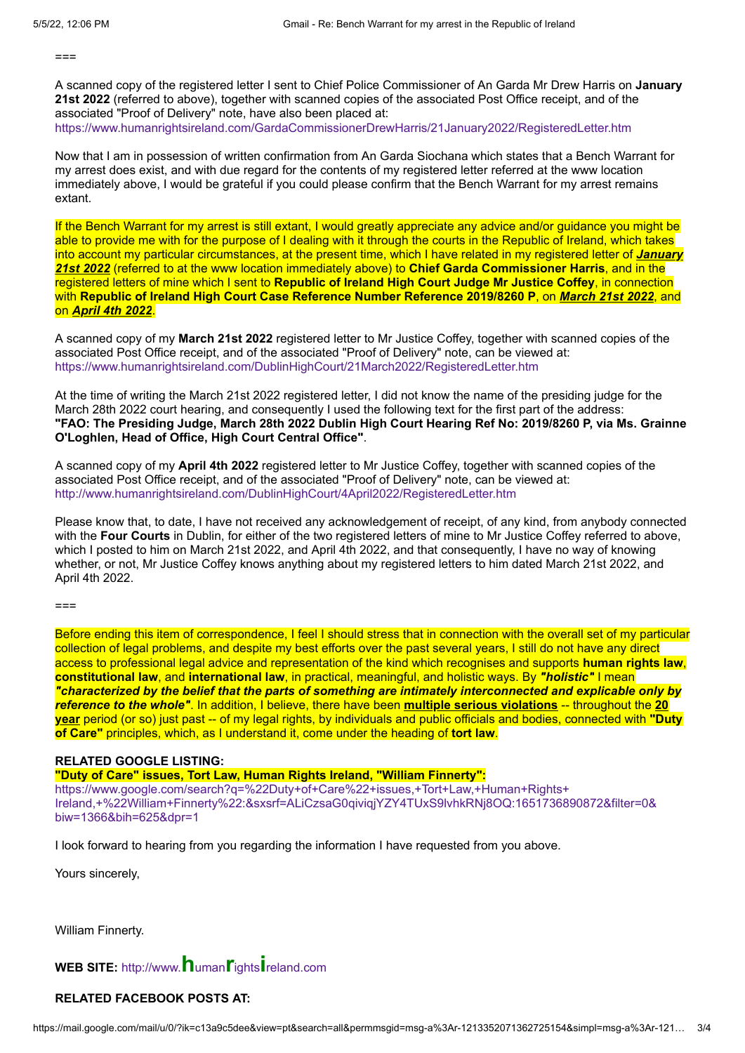===

A scanned copy of the registered letter I sent to Chief Police Commissioner of An Garda Mr Drew Harris on **January 21st 2022** (referred to above), together with scanned copies of the associated Post Office receipt, and of the associated "Proof of Delivery" note, have also been placed at:
https://www.humanrightsireland.com/GardaCommissionerDrewHarris/21January2022/RegisteredLetter.htm

Now that I am in possession of written confirmation from An Garda Siochana which states that a Bench Warrant for my arrest does exist, and with due regard for the contents of my registered letter referred at the www location immediately above, I would be grateful if you could please confirm that the Bench Warrant for my arrest remains extant.

If the Bench Warrant for my arrest is still extant, I would greatly appreciate any advice and/or guidance you might be able to provide me with for the purpose of I dealing with it through the courts in the Republic of Ireland, which takes into account my particular circumstances, at the present time, which I have related in my registered letter of ***January 21st 2022*** (referred to at the www location immediately above) to **Chief Garda Commissioner Harris**, and in the registered letters of mine which I sent to **Republic of Ireland High Court Judge Mr Justice Coffey**, in connection with **Republic of Ireland High Court Case Reference Number Reference 2019/8260 P**, on ***March 21st 2022***, and on ***April 4th 2022***.

A scanned copy of my **March 21st 2022** registered letter to Mr Justice Coffey, together with scanned copies of the associated Post Office receipt, and of the associated "Proof of Delivery" note, can be viewed at:
https://www.humanrightsireland.com/DublinHighCourt/21March2022/RegisteredLetter.htm

At the time of writing the March 21st 2022 registered letter, I did not know the name of the presiding judge for the March 28th 2022 court hearing, and consequently I used the following text for the first part of the address: **"FAO: The Presiding Judge, March 28th 2022 Dublin High Court Hearing Ref No: 2019/8260 P, via Ms. Grainne O'Loghlen, Head of Office, High Court Central Office"**.

A scanned copy of my **April 4th 2022** registered letter to Mr Justice Coffey, together with scanned copies of the associated Post Office receipt, and of the associated "Proof of Delivery" note, can be viewed at:
http://www.humanrightsireland.com/DublinHighCourt/4April2022/RegisteredLetter.htm

Please know that, to date, I have not received any acknowledgement of receipt, of any kind, from anybody connected with the **Four Courts** in Dublin, for either of the two registered letters of mine to Mr Justice Coffey referred to above, which I posted to him on March 21st 2022, and April 4th 2022, and that consequently, I have no way of knowing whether, or not, Mr Justice Coffey knows anything about my registered letters to him dated March 21st 2022, and April 4th 2022.

===

Before ending this item of correspondence, I feel I should stress that in connection with the overall set of my particular collection of legal problems, and despite my best efforts over the past several years, I still do not have any direct access to professional legal advice and representation of the kind which recognises and supports **human rights law**, **constitutional law**, and **international law**, in practical, meaningful, and holistic ways. By ***"holistic"*** I mean ***"characterized by the belief that the parts of something are intimately interconnected and explicable only by reference to the whole"***. In addition, I believe, there have been **multiple serious violations** -- throughout the **20 year** period (or so) just past -- of my legal rights, by individuals and public officials and bodies, connected with **"Duty of Care"** principles, which, as I understand it, come under the heading of **tort law**.

**RELATED GOOGLE LISTING:**
**"Duty of Care" issues, Tort Law, Human Rights Ireland, "William Finnerty":**
https://www.google.com/search?q=%22Duty+of+Care%22+issues,+Tort+Law,+Human+Rights+Ireland,+%22William+Finnerty%22:&sxsrf=ALiCzsaG0qiviqjYZY4TUxS9lvhkRNj8OQ:1651736890872&filter=0&biw=1366&bih=625&dpr=1

I look forward to hearing from you regarding the information I have requested from you above.

Yours sincerely,

William Finnerty.

**WEB SITE:** http://www.humanrightsireland.com

**RELATED FACEBOOK POSTS AT:**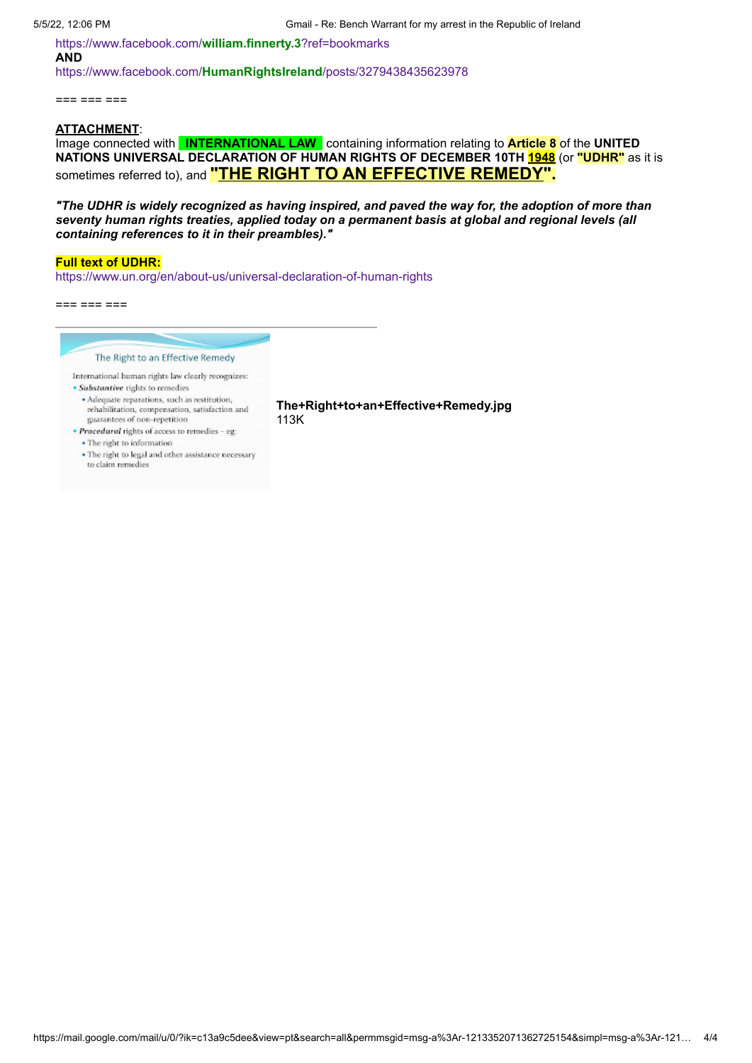https://www.facebook.com/**william.finnerty.3**?ref=bookmarks
**AND**
https://www.facebook.com/**HumanRightsIreland**/posts/3279438435623978

=== === ===

**ATTACHMENT**:
Image connected with **INTERNATIONAL LAW** containing information relating to **Article 8** of the **UNITED NATIONS UNIVERSAL DECLARATION OF HUMAN RIGHTS OF DECEMBER 10TH 1948** (or **"UDHR"** as it is sometimes referred to), and **"THE RIGHT TO AN EFFECTIVE REMEDY".**

***"The UDHR is widely recognized as having inspired, and paved the way for, the adoption of more than seventy human rights treaties, applied today on a permanent basis at global and regional levels (all containing references to it in their preambles)."***

**Full text of UDHR:**
https://www.un.org/en/about-us/universal-declaration-of-human-rights

=== === ===

The Right to an Effective Remedy

International human rights law clearly recognizes:

- *Substantive* rights to remedies
  - Adequate reparations, such as restitution, rehabilitation, compensation, satisfaction and guarantees of non-repetition
- *Procedural* rights of access to remedies – eg:
  - The right to information
  - The right to legal and other assistance necessary to claim remedies

**The+Right+to+an+Effective+Remedy.jpg**
113K